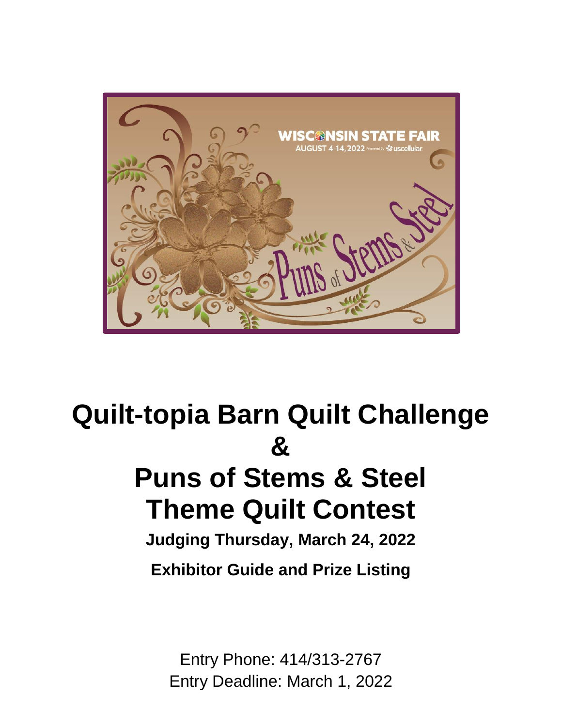# Quilt-topia Barn Quilt Challenge
# &
# Puns of Stems & Steel Theme Quilt Contest

**Judging Thursday, March 24, 2022**

**Exhibitor Guide and Prize Listing**

Entry Phone: 414/313-2767
Entry Deadline: March 1, 2022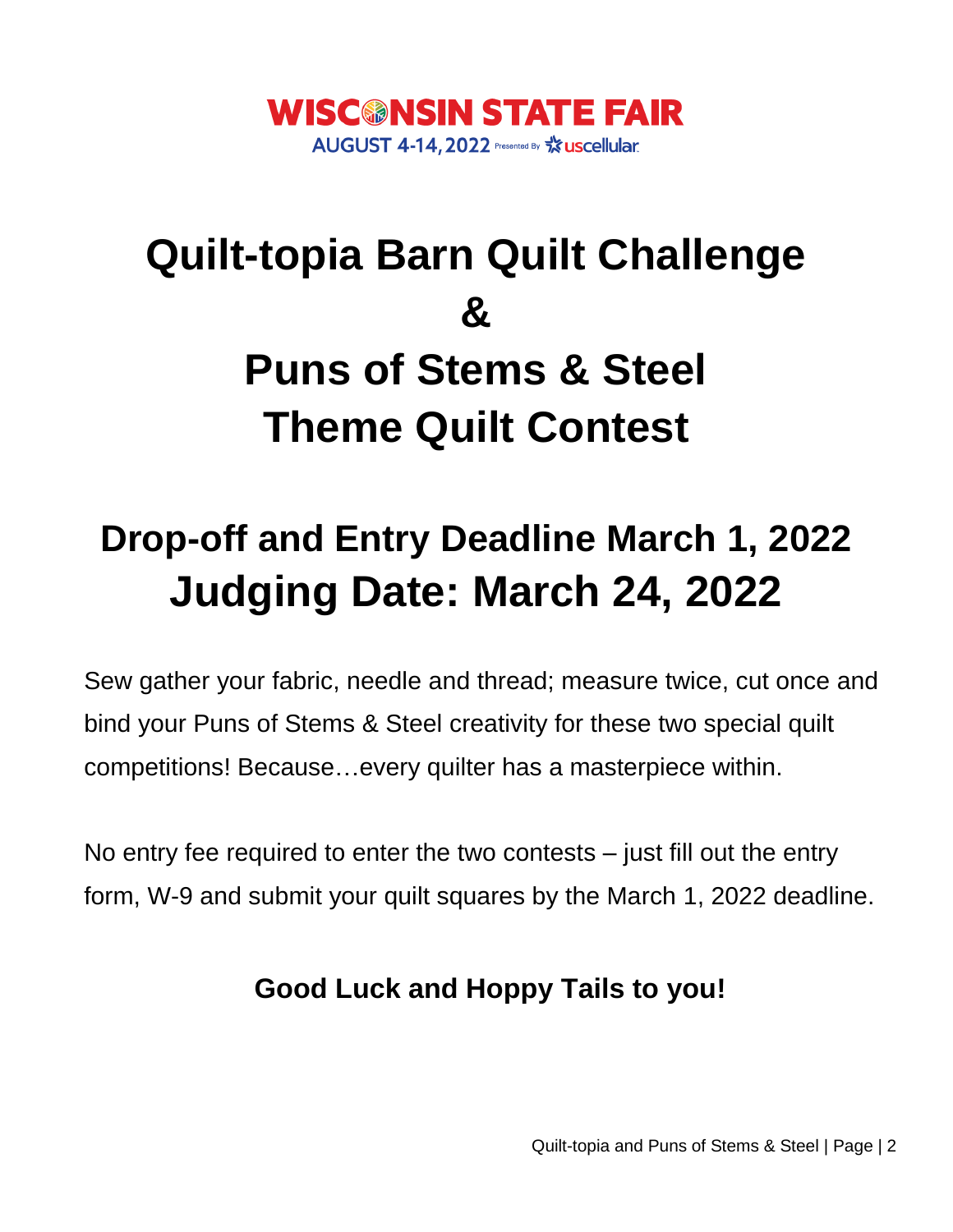WISCONSIN STATE FAIR
AUGUST 4-14, 2022 Presented By uscellular

# Quilt-topia Barn Quilt Challenge
# &
# Puns of Stems & Steel Theme Quilt Contest

## Drop-off and Entry Deadline March 1, 2022
## Judging Date: March 24, 2022

Sew gather your fabric, needle and thread; measure twice, cut once and bind your Puns of Stems & Steel creativity for these two special quilt competitions! Because…every quilter has a masterpiece within.

No entry fee required to enter the two contests – just fill out the entry form, W-9 and submit your quilt squares by the March 1, 2022 deadline.

**Good Luck and Hoppy Tails to you!**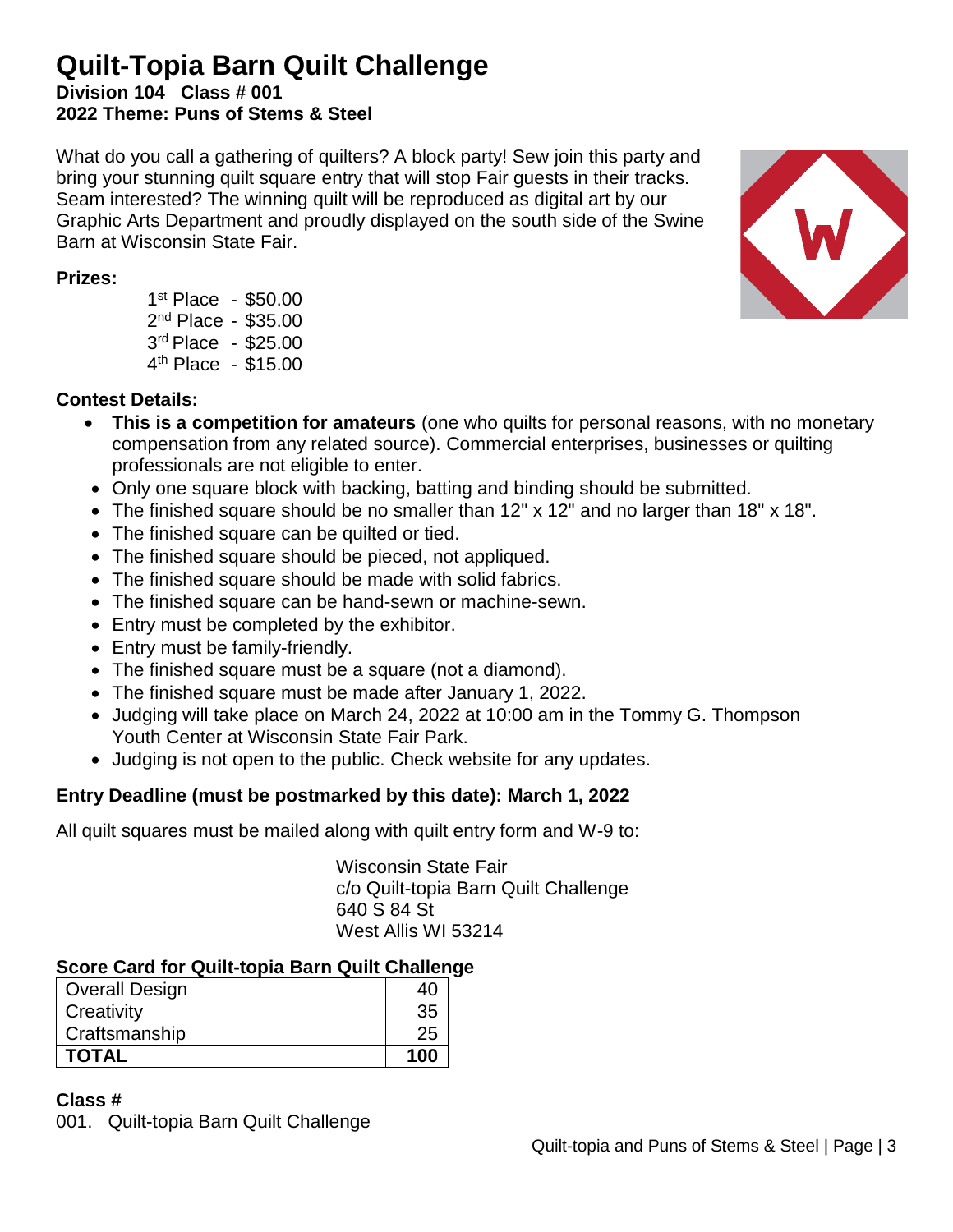# Quilt-Topia Barn Quilt Challenge

**Division 104 Class # 001**
**2022 Theme: Puns of Stems & Steel**

What do you call a gathering of quilters? A block party! Sew join this party and bring your stunning quilt square entry that will stop Fair guests in their tracks. Seam interested? The winning quilt will be reproduced as digital art by our Graphic Arts Department and proudly displayed on the south side of the Swine Barn at Wisconsin State Fair.

**Prizes:**

1st Place - $50.00
2nd Place - $35.00
3rd Place - $25.00
4th Place - $15.00

**Contest Details:**

- **This is a competition for amateurs** (one who quilts for personal reasons, with no monetary compensation from any related source). Commercial enterprises, businesses or quilting professionals are not eligible to enter.
- Only one square block with backing, batting and binding should be submitted.
- The finished square should be no smaller than 12" x 12" and no larger than 18" x 18".
- The finished square can be quilted or tied.
- The finished square should be pieced, not appliqued.
- The finished square should be made with solid fabrics.
- The finished square can be hand-sewn or machine-sewn.
- Entry must be completed by the exhibitor.
- Entry must be family-friendly.
- The finished square must be a square (not a diamond).
- The finished square must be made after January 1, 2022.
- Judging will take place on March 24, 2022 at 10:00 am in the Tommy G. Thompson Youth Center at Wisconsin State Fair Park.
- Judging is not open to the public. Check website for any updates.

**Entry Deadline (must be postmarked by this date): March 1, 2022**

All quilt squares must be mailed along with quilt entry form and W-9 to:

Wisconsin State Fair
c/o Quilt-topia Barn Quilt Challenge
640 S 84 St
West Allis WI 53214

**Score Card for Quilt-topia Barn Quilt Challenge**

| | |
|---|---|
| Overall Design | 40 |
| Creativity | 35 |
| Craftsmanship | 25 |
| **TOTAL** | **100** |

**Class #**
001. Quilt-topia Barn Quilt Challenge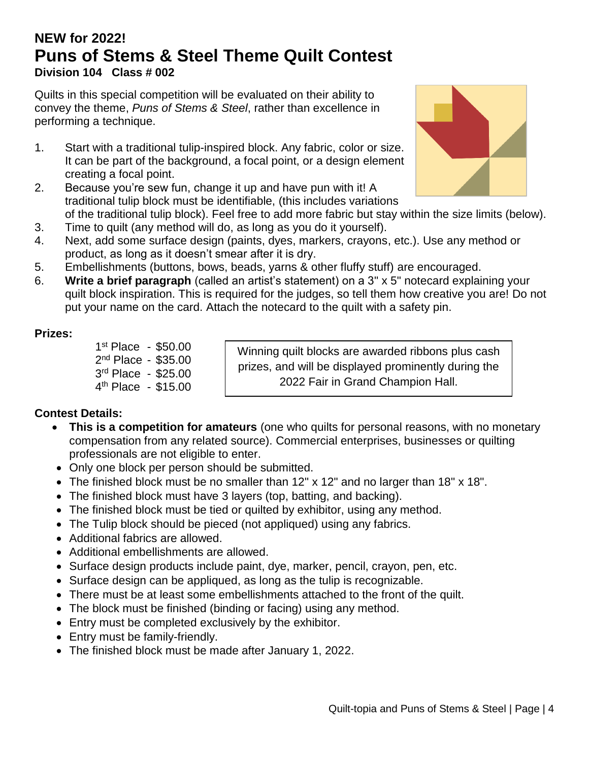## NEW for 2022!

# Puns of Stems & Steel Theme Quilt Contest

**Division 104 Class # 002**

Quilts in this special competition will be evaluated on their ability to convey the theme, *Puns of Stems & Steel*, rather than excellence in performing a technique.

1. Start with a traditional tulip-inspired block. Any fabric, color or size. It can be part of the background, a focal point, or a design element creating a focal point.
2. Because you're sew fun, change it up and have pun with it! A traditional tulip block must be identifiable, (this includes variations of the traditional tulip block). Feel free to add more fabric but stay within the size limits (below).
3. Time to quilt (any method will do, as long as you do it yourself).
4. Next, add some surface design (paints, dyes, markers, crayons, etc.). Use any method or product, as long as it doesn't smear after it is dry.
5. Embellishments (buttons, bows, beads, yarns & other fluffy stuff) are encouraged.
6. **Write a brief paragraph** (called an artist's statement) on a 3" x 5" notecard explaining your quilt block inspiration. This is required for the judges, so tell them how creative you are! Do not put your name on the card. Attach the notecard to the quilt with a safety pin.

**Prizes:**

1st Place - $50.00
2nd Place - $35.00
3rd Place - $25.00
4th Place - $15.00

Winning quilt blocks are awarded ribbons plus cash prizes, and will be displayed prominently during the 2022 Fair in Grand Champion Hall.

**Contest Details:**

- **This is a competition for amateurs** (one who quilts for personal reasons, with no monetary compensation from any related source). Commercial enterprises, businesses or quilting professionals are not eligible to enter.
- Only one block per person should be submitted.
- The finished block must be no smaller than 12" x 12" and no larger than 18" x 18".
- The finished block must have 3 layers (top, batting, and backing).
- The finished block must be tied or quilted by exhibitor, using any method.
- The Tulip block should be pieced (not appliqued) using any fabrics.
- Additional fabrics are allowed.
- Additional embellishments are allowed.
- Surface design products include paint, dye, marker, pencil, crayon, pen, etc.
- Surface design can be appliqued, as long as the tulip is recognizable.
- There must be at least some embellishments attached to the front of the quilt.
- The block must be finished (binding or facing) using any method.
- Entry must be completed exclusively by the exhibitor.
- Entry must be family-friendly.
- The finished block must be made after January 1, 2022.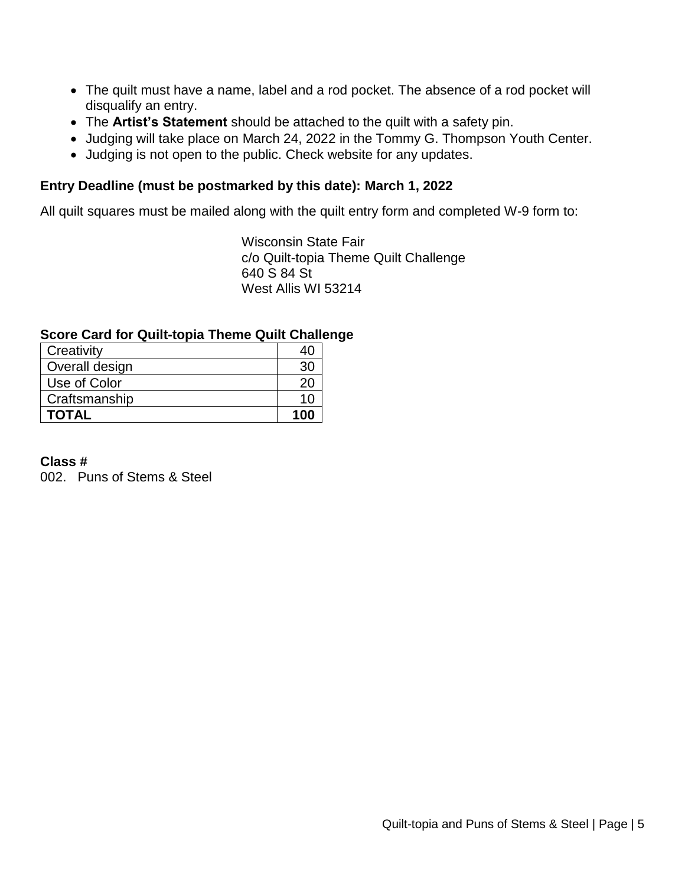- The quilt must have a name, label and a rod pocket. The absence of a rod pocket will disqualify an entry.
- The **Artist's Statement** should be attached to the quilt with a safety pin.
- Judging will take place on March 24, 2022 in the Tommy G. Thompson Youth Center.
- Judging is not open to the public. Check website for any updates.

**Entry Deadline (must be postmarked by this date): March 1, 2022**

All quilt squares must be mailed along with the quilt entry form and completed W-9 form to:

Wisconsin State Fair
c/o Quilt-topia Theme Quilt Challenge
640 S 84 St
West Allis WI 53214

**Score Card for Quilt-topia Theme Quilt Challenge**

| | |
|---|---|
| Creativity | 40 |
| Overall design | 30 |
| Use of Color | 20 |
| Craftsmanship | 10 |
| **TOTAL** | **100** |

**Class #**
002. Puns of Stems & Steel